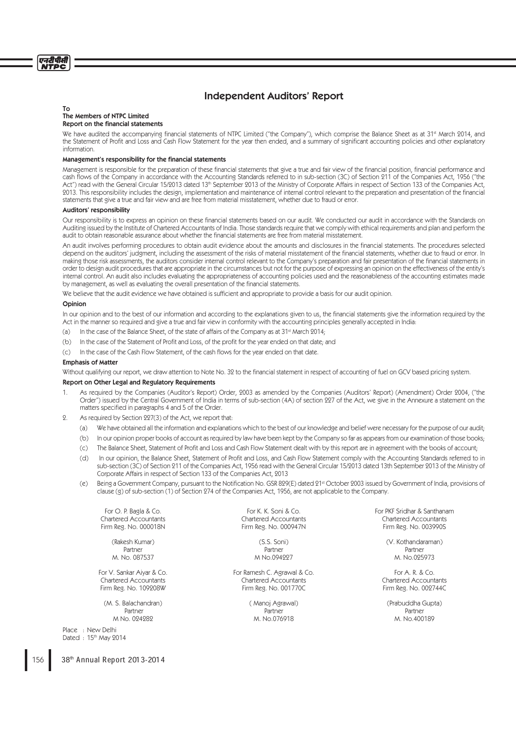# Independent Auditors' Report

**To**
**The Members of NTPC Limited**
**Report on the financial statements**

We have audited the accompanying financial statements of NTPC Limited ("the Company"), which comprise the Balance Sheet as at 31st March 2014, and the Statement of Profit and Loss and Cash Flow Statement for the year then ended, and a summary of significant accounting policies and other explanatory information.

**Management's responsibility for the financial statements**

Management is responsible for the preparation of these financial statements that give a true and fair view of the financial position, financial performance and cash flows of the Company in accordance with the Accounting Standards referred to in sub-section (3C) of Section 211 of the Companies Act, 1956 ("the Act") read with the General Circular 15/2013 dated 13th September 2013 of the Ministry of Corporate Affairs in respect of Section 133 of the Companies Act, 2013. This responsibility includes the design, implementation and maintenance of internal control relevant to the preparation and presentation of the financial statements that give a true and fair view and are free from material misstatement, whether due to fraud or error.

**Auditors' responsibility**

Our responsibility is to express an opinion on these financial statements based on our audit. We conducted our audit in accordance with the Standards on Auditing issued by the Institute of Chartered Accountants of India. Those standards require that we comply with ethical requirements and plan and perform the audit to obtain reasonable assurance about whether the financial statements are free from material misstatement.

An audit involves performing procedures to obtain audit evidence about the amounts and disclosures in the financial statements. The procedures selected depend on the auditors' judgment, including the assessment of the risks of material misstatement of the financial statements, whether due to fraud or error. In making those risk assessments, the auditors consider internal control relevant to the Company's preparation and fair presentation of the financial statements in order to design audit procedures that are appropriate in the circumstances but not for the purpose of expressing an opinion on the effectiveness of the entity's internal control. An audit also includes evaluating the appropriateness of accounting policies used and the reasonableness of the accounting estimates made by management, as well as evaluating the overall presentation of the financial statements.

We believe that the audit evidence we have obtained is sufficient and appropriate to provide a basis for our audit opinion.

**Opinion**

In our opinion and to the best of our information and according to the explanations given to us, the financial statements give the information required by the Act in the manner so required and give a true and fair view in conformity with the accounting principles generally accepted in India:

(a) In the case of the Balance Sheet, of the state of affairs of the Company as at 31st March 2014;

(b) In the case of the Statement of Profit and Loss, of the profit for the year ended on that date; and

(c) In the case of the Cash Flow Statement, of the cash flows for the year ended on that date.

**Emphasis of Matter**

Without qualifying our report, we draw attention to Note No. 32 to the financial statement in respect of accounting of fuel on GCV based pricing system.

**Report on Other Legal and Regulatory Requirements**

1. As required by the Companies (Auditor's Report) Order, 2003 as amended by the Companies (Auditors' Report) (Amendment) Order 2004, ("the Order") issued by the Central Government of India in terms of sub-section (4A) of section 227 of the Act, we give in the Annexure a statement on the matters specified in paragraphs 4 and 5 of the Order.

2. As required by Section 227(3) of the Act, we report that:

   (a) We have obtained all the information and explanations which to the best of our knowledge and belief were necessary for the purpose of our audit;

   (b) In our opinion proper books of account as required by law have been kept by the Company so far as appears from our examination of those books;

   (c) The Balance Sheet, Statement of Profit and Loss and Cash Flow Statement dealt with by this report are in agreement with the books of account;

   (d) In our opinion, the Balance Sheet, Statement of Profit and Loss, and Cash Flow Statement comply with the Accounting Standards referred to in sub-section (3C) of Section 211 of the Companies Act, 1956 read with the General Circular 15/2013 dated 13th September 2013 of the Ministry of Corporate Affairs in respect of Section 133 of the Companies Act, 2013

   (e) Being a Government Company, pursuant to the Notification No. GSR 829(E) dated 21st October 2003 issued by Government of India, provisions of clause (g) of sub-section (1) of Section 274 of the Companies Act, 1956, are not applicable to the Company.

For O. P. Bagla & Co.
Chartered Accountants
Firm Reg. No. 000018N

(Rakesh Kumar)
Partner
M. No. 087537

For K. K. Soni & Co.
Chartered Accountants
Firm Reg. No. 000947N

(S.S. Soni)
Partner
M No.094227

For PKF Sridhar & Santhanam
Chartered Accountants
Firm Reg. No. 003990S

(V. Kothandaraman)
Partner
M. No.025973

For V. Sankar Aiyar & Co.
Chartered Accountants
Firm Reg. No. 109208W

(M. S. Balachandran)
Partner
M No. 024282

For Ramesh C. Agrawal & Co.
Chartered Accountants
Firm Reg. No. 001770C

( Manoj Agrawal)
Partner
M. No.076918

For A. R. & Co.
Chartered Accountants
Firm Reg. No. 002744C

(Prabuddha Gupta)
Partner
M. No.400189

Place : New Delhi
Dated : 15th May 2014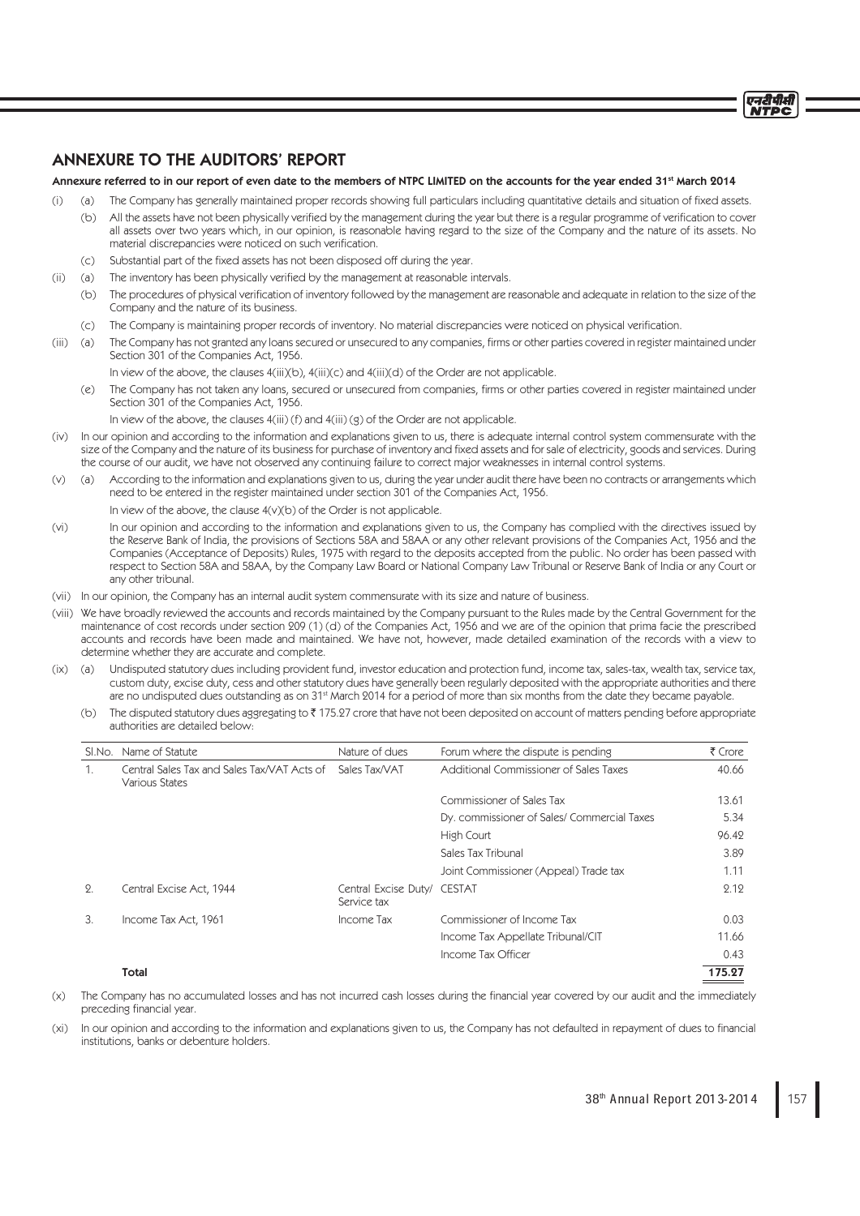## ANNEXURE TO THE AUDITORS' REPORT

**Annexure referred to in our report of even date to the members of NTPC LIMITED on the accounts for the year ended 31st March 2014**

(i) (a) The Company has generally maintained proper records showing full particulars including quantitative details and situation of fixed assets.

(b) All the assets have not been physically verified by the management during the year but there is a regular programme of verification to cover all assets over two years which, in our opinion, is reasonable having regard to the size of the Company and the nature of its assets. No material discrepancies were noticed on such verification.

(c) Substantial part of the fixed assets has not been disposed off during the year.

(ii) (a) The inventory has been physically verified by the management at reasonable intervals.

(b) The procedures of physical verification of inventory followed by the management are reasonable and adequate in relation to the size of the Company and the nature of its business.

(c) The Company is maintaining proper records of inventory. No material discrepancies were noticed on physical verification.

(iii) (a) The Company has not granted any loans secured or unsecured to any companies, firms or other parties covered in register maintained under Section 301 of the Companies Act, 1956.

In view of the above, the clauses 4(iii)(b), 4(iii)(c) and 4(iii)(d) of the Order are not applicable.

(e) The Company has not taken any loans, secured or unsecured from companies, firms or other parties covered in register maintained under Section 301 of the Companies Act, 1956.

In view of the above, the clauses 4(iii) (f) and 4(iii) (g) of the Order are not applicable.

(iv) In our opinion and according to the information and explanations given to us, there is adequate internal control system commensurate with the size of the Company and the nature of its business for purchase of inventory and fixed assets and for sale of electricity, goods and services. During the course of our audit, we have not observed any continuing failure to correct major weaknesses in internal control systems.

(v) (a) According to the information and explanations given to us, during the year under audit there have been no contracts or arrangements which need to be entered in the register maintained under section 301 of the Companies Act, 1956.

In view of the above, the clause 4(v)(b) of the Order is not applicable.

(vi) In our opinion and according to the information and explanations given to us, the Company has complied with the directives issued by the Reserve Bank of India, the provisions of Sections 58A and 58AA or any other relevant provisions of the Companies Act, 1956 and the Companies (Acceptance of Deposits) Rules, 1975 with regard to the deposits accepted from the public. No order has been passed with respect to Section 58A and 58AA, by the Company Law Board or National Company Law Tribunal or Reserve Bank of India or any Court or any other tribunal.

(vii) In our opinion, the Company has an internal audit system commensurate with its size and nature of business.

(viii) We have broadly reviewed the accounts and records maintained by the Company pursuant to the Rules made by the Central Government for the maintenance of cost records under section 209 (1) (d) of the Companies Act, 1956 and we are of the opinion that prima facie the prescribed accounts and records have been made and maintained. We have not, however, made detailed examination of the records with a view to determine whether they are accurate and complete.

(ix) (a) Undisputed statutory dues including provident fund, investor education and protection fund, income tax, sales-tax, wealth tax, service tax, custom duty, excise duty, cess and other statutory dues have generally been regularly deposited with the appropriate authorities and there are no undisputed dues outstanding as on 31st March 2014 for a period of more than six months from the date they became payable.

(b) The disputed statutory dues aggregating to ₹ 175.27 crore that have not been deposited on account of matters pending before appropriate authorities are detailed below:

| Sl.No. | Name of Statute | Nature of dues | Forum where the dispute is pending | ₹ Crore |
|---|---|---|---|---|
| 1. | Central Sales Tax and Sales Tax/VAT Acts of Various States | Sales Tax/VAT | Additional Commissioner of Sales Taxes | 40.66 |
| | | | Commissioner of Sales Tax | 13.61 |
| | | | Dy. commissioner of Sales/ Commercial Taxes | 5.34 |
| | | | High Court | 96.42 |
| | | | Sales Tax Tribunal | 3.89 |
| | | | Joint Commissioner (Appeal) Trade tax | 1.11 |
| 2. | Central Excise Act, 1944 | Central Excise Duty/ Service tax | CESTAT | 2.12 |
| 3. | Income Tax Act, 1961 | Income Tax | Commissioner of Income Tax | 0.03 |
| | | | Income Tax Appellate Tribunal/CIT | 11.66 |
| | | | Income Tax Officer | 0.43 |
| | **Total** | | | **175.27** |

(x) The Company has no accumulated losses and has not incurred cash losses during the financial year covered by our audit and the immediately preceding financial year.

(xi) In our opinion and according to the information and explanations given to us, the Company has not defaulted in repayment of dues to financial institutions, banks or debenture holders.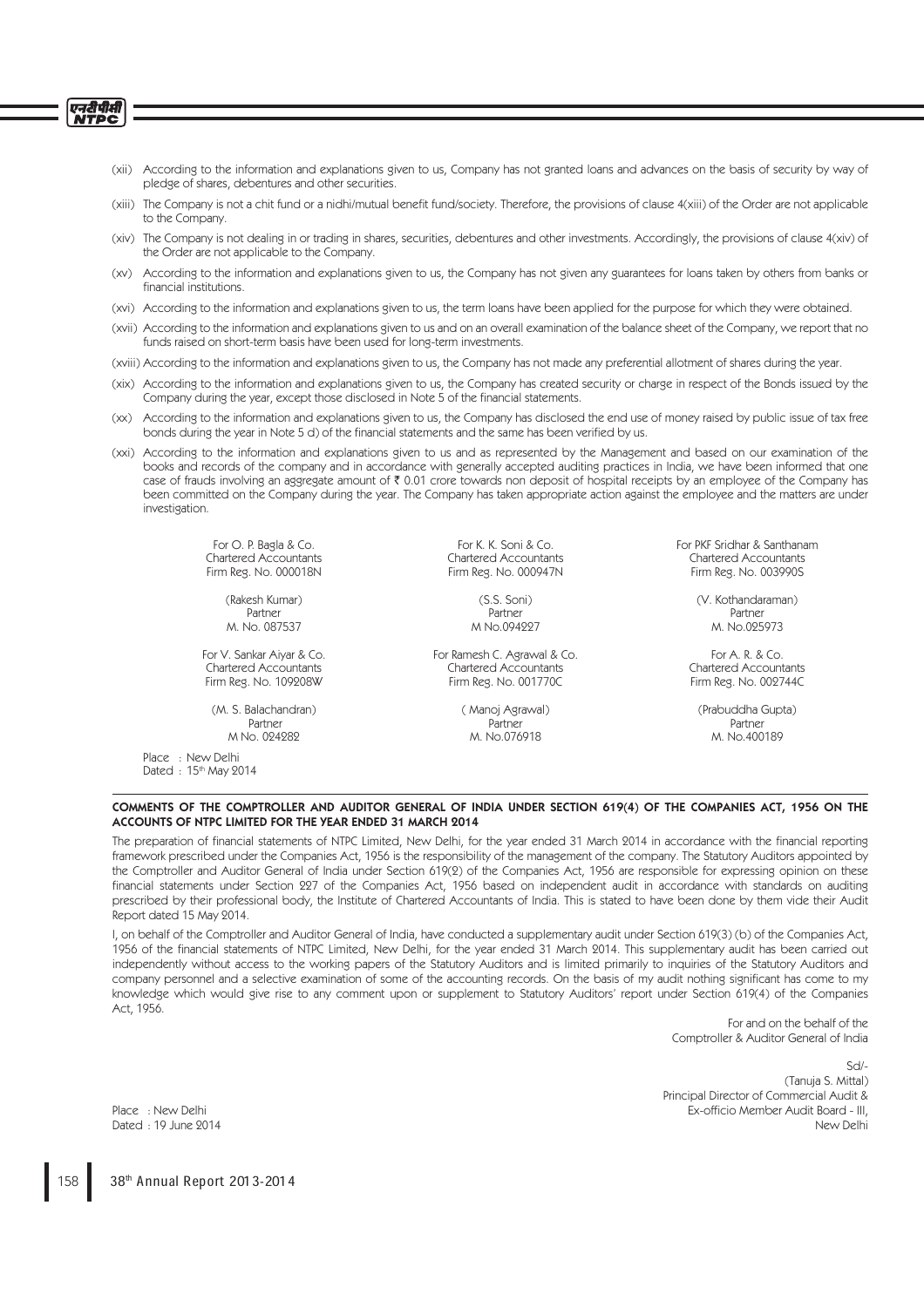(xii) According to the information and explanations given to us, Company has not granted loans and advances on the basis of security by way of pledge of shares, debentures and other securities.

(xiii) The Company is not a chit fund or a nidhi/mutual benefit fund/society. Therefore, the provisions of clause 4(xiii) of the Order are not applicable to the Company.

(xiv) The Company is not dealing in or trading in shares, securities, debentures and other investments. Accordingly, the provisions of clause 4(xiv) of the Order are not applicable to the Company.

(xv) According to the information and explanations given to us, the Company has not given any guarantees for loans taken by others from banks or financial institutions.

(xvi) According to the information and explanations given to us, the term loans have been applied for the purpose for which they were obtained.

(xvii) According to the information and explanations given to us and on an overall examination of the balance sheet of the Company, we report that no funds raised on short-term basis have been used for long-term investments.

(xviii) According to the information and explanations given to us, the Company has not made any preferential allotment of shares during the year.

(xix) According to the information and explanations given to us, the Company has created security or charge in respect of the Bonds issued by the Company during the year, except those disclosed in Note 5 of the financial statements.

(xx) According to the information and explanations given to us, the Company has disclosed the end use of money raised by public issue of tax free bonds during the year in Note 5 d) of the financial statements and the same has been verified by us.

(xxi) According to the information and explanations given to us and as represented by the Management and based on our examination of the books and records of the company and in accordance with generally accepted auditing practices in India, we have been informed that one case of frauds involving an aggregate amount of ₹ 0.01 crore towards non deposit of hospital receipts by an employee of the Company has been committed on the Company during the year. The Company has taken appropriate action against the employee and the matters are under investigation.

| | | |
|---|---|---|
| For O. P. Bagla & Co.<br>Chartered Accountants<br>Firm Reg. No. 000018N | For K. K. Soni & Co.<br>Chartered Accountants<br>Firm Reg. No. 000947N | For PKF Sridhar & Santhanam<br>Chartered Accountants<br>Firm Reg. No. 003990S |
| (Rakesh Kumar)<br>Partner<br>M. No. 087537 | (S.S. Soni)<br>Partner<br>M No.094227 | (V. Kothandaraman)<br>Partner<br>M. No.025973 |
| For V. Sankar Aiyar & Co.<br>Chartered Accountants<br>Firm Reg. No. 109208W | For Ramesh C. Agrawal & Co.<br>Chartered Accountants<br>Firm Reg. No. 001770C | For A. R. & Co.<br>Chartered Accountants<br>Firm Reg. No. 002744C |
| (M. S. Balachandran)<br>Partner<br>M No. 024282 | ( Manoj Agrawal)<br>Partner<br>M. No.076918 | (Prabuddha Gupta)<br>Partner<br>M. No.400189 |

Place : New Delhi
Dated : 15th May 2014

**COMMENTS OF THE COMPTROLLER AND AUDITOR GENERAL OF INDIA UNDER SECTION 619(4) OF THE COMPANIES ACT, 1956 ON THE ACCOUNTS OF NTPC LIMITED FOR THE YEAR ENDED 31 MARCH 2014**

The preparation of financial statements of NTPC Limited, New Delhi, for the year ended 31 March 2014 in accordance with the financial reporting framework prescribed under the Companies Act, 1956 is the responsibility of the management of the company. The Statutory Auditors appointed by the Comptroller and Auditor General of India under Section 619(2) of the Companies Act, 1956 are responsible for expressing opinion on these financial statements under Section 227 of the Companies Act, 1956 based on independent audit in accordance with standards on auditing prescribed by their professional body, the Institute of Chartered Accountants of India. This is stated to have been done by them vide their Audit Report dated 15 May 2014.

I, on behalf of the Comptroller and Auditor General of India, have conducted a supplementary audit under Section 619(3) (b) of the Companies Act, 1956 of the financial statements of NTPC Limited, New Delhi, for the year ended 31 March 2014. This supplementary audit has been carried out independently without access to the working papers of the Statutory Auditors and is limited primarily to inquiries of the Statutory Auditors and company personnel and a selective examination of some of the accounting records. On the basis of my audit nothing significant has come to my knowledge which would give rise to any comment upon or supplement to Statutory Auditors' report under Section 619(4) of the Companies Act, 1956.

For and on the behalf of the
Comptroller & Auditor General of India

Sd/-
(Tanuja S. Mittal)
Principal Director of Commercial Audit &
Ex-officio Member Audit Board - III,
New Delhi

Place : New Delhi
Dated : 19 June 2014